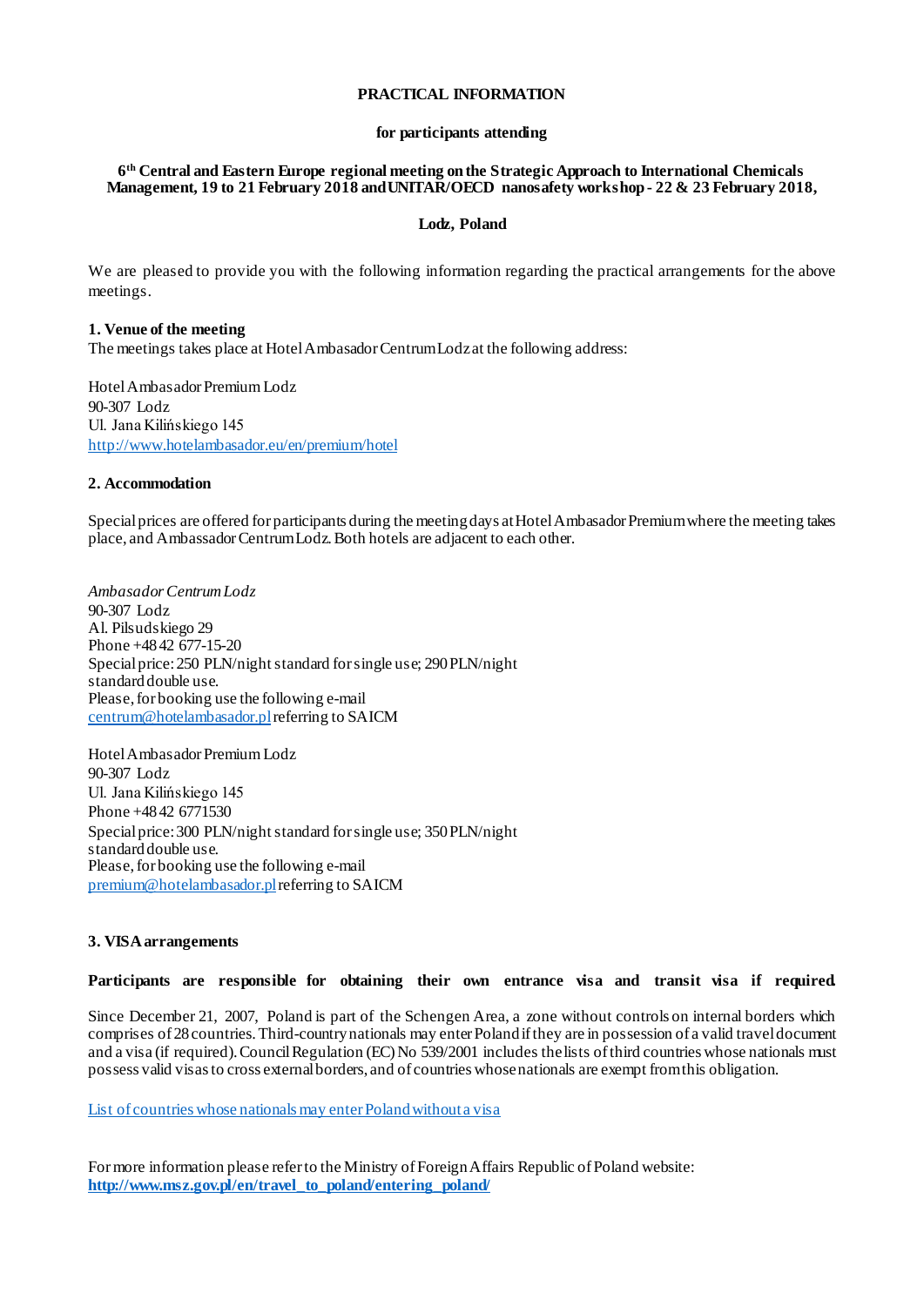**PRACTICAL INFORMATION**

**for participants attending**

**6th Central and Eastern Europe regional meeting on the Strategic Approach to International Chemicals Management, 19 to 21 February 2018 and UNITAR/OECD nanosafety workshop - 22 & 23 February 2018,**

**Lodz, Poland**

We are pleased to provide you with the following information regarding the practical arrangements for the above meetings.

**1. Venue of the meeting**

The meetings takes place at Hotel Ambasador Centrum Lodz at the following address:

Hotel Ambasador Premium Lodz
90-307 Lodz
Ul. Jana Kilińskiego 145
http://www.hotelambasador.eu/en/premium/hotel

**2. Accommodation**

Special prices are offered for participants during the meeting days at Hotel Ambasador Premium where the meeting takes place, and Ambassador Centrum Lodz. Both hotels are adjacent to each other.

*Ambasador Centrum Lodz*
90-307 Lodz
Al. Pilsudskiego 29
Phone +48 42 677-15-20
Special price: 250 PLN/night standard for single use; 290 PLN/night standard double use.
Please, for booking use the following e-mail centrum@hotelambasador.pl referring to SAICM

Hotel Ambasador Premium Lodz
90-307 Lodz
Ul. Jana Kilińskiego 145
Phone +48 42 6771530
Special price: 300 PLN/night standard for single use; 350 PLN/night standard double use.
Please, for booking use the following e-mail premium@hotelambasador.pl referring to SAICM

**3. VISA arrangements**

**Participants are responsible for obtaining their own entrance visa and transit visa if required.**

Since December 21, 2007, Poland is part of the Schengen Area, a zone without controls on internal borders which comprises of 28 countries. Third-country nationals may enter Poland if they are in possession of a valid travel document and a visa (if required). Council Regulation (EC) No 539/2001 includes the lists of third countries whose nationals must possess valid visas to cross external borders, and of countries whose nationals are exempt from this obligation.

List of countries whose nationals may enter Poland without a visa

For more information please refer to the Ministry of Foreign Affairs Republic of Poland website:
**http://www.msz.gov.pl/en/travel_to_poland/entering_poland/**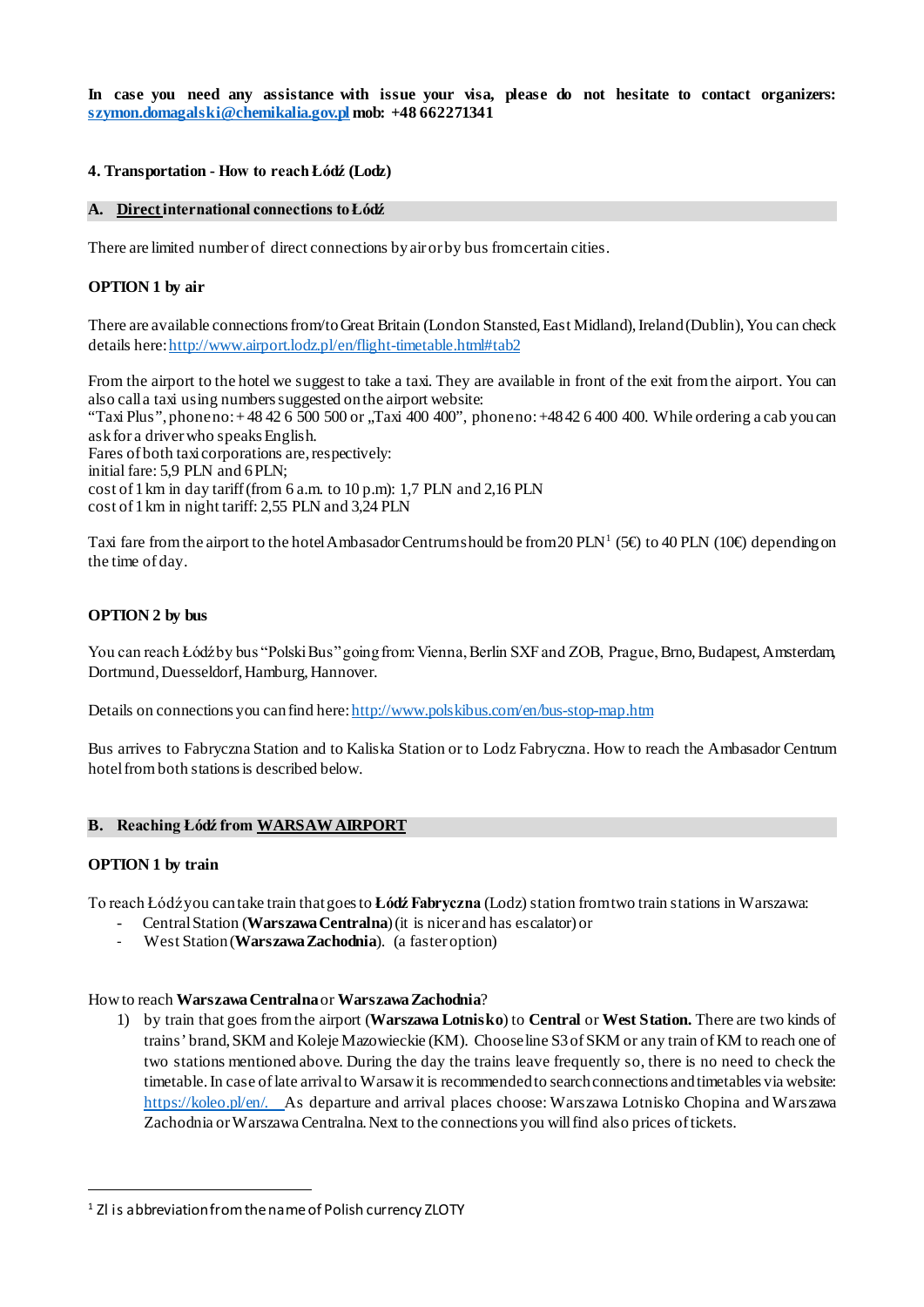**In case you need any assistance with issue your visa, please do not hesitate to contact organizers: szymon.domagalski@chemikalia.gov.pl mob: +48 662271341**

### 4. Transportation - How to reach Łódź (Lodz)

#### A. <u>Direct</u> international connections to Łódź

There are limited number of direct connections by air or by bus from certain cities.

**OPTION 1 by air**

There are available connections from/to Great Britain (London Stansted, East Midland), Ireland (Dublin), You can check details here: http://www.airport.lodz.pl/en/flight-timetable.html#tab2

From the airport to the hotel we suggest to take a taxi. They are available in front of the exit from the airport. You can also call a taxi using numbers suggested on the airport website:
"Taxi Plus", phone no: + 48 42 6 500 500 or „Taxi 400 400", phone no: +48 42 6 400 400. While ordering a cab you can ask for a driver who speaks English.
Fares of both taxi corporations are, respectively:
initial fare: 5,9 PLN and 6 PLN;
cost of 1 km in day tariff (from 6 a.m. to 10 p.m): 1,7 PLN and 2,16 PLN
cost of 1 km in night tariff: 2,55 PLN and 3,24 PLN

Taxi fare from the airport to the hotel Ambasador Centrum should be from 20 PLN[1] (5€) to 40 PLN (10€) depending on the time of day.

**OPTION 2 by bus**

You can reach Łódź by bus "Polski Bus" going from: Vienna, Berlin SXF and ZOB, Prague, Brno, Budapest, Amsterdam, Dortmund, Duesseldorf, Hamburg, Hannover.

Details on connections you can find here: http://www.polskibus.com/en/bus-stop-map.htm

Bus arrives to Fabryczna Station and to Kaliska Station or to Lodz Fabryczna. How to reach the Ambasador Centrum hotel from both stations is described below.

#### B. Reaching Łódź from <u>WARSAW AIRPORT</u>

**OPTION 1 by train**

To reach Łódź you can take train that goes to **Łódź Fabryczna** (Lodz) station from two train stations in Warszawa:

- Central Station (**Warszawa Centralna**) (it is nicer and has escalator) or
- West Station (**Warszawa Zachodnia**). (a faster option)

How to reach **Warszawa Centralna** or **Warszawa Zachodnia**?

1) by train that goes from the airport (**Warszawa Lotnisko**) to **Central** or **West Station.** There are two kinds of trains' brand, SKM and Koleje Mazowieckie (KM). Choose line S3 of SKM or any train of KM to reach one of two stations mentioned above. During the day the trains leave frequently so, there is no need to check the timetable. In case of late arrival to Warsaw it is recommended to search connections and timetables via website: https://koleo.pl/en/. As departure and arrival places choose: Warszawa Lotnisko Chopina and Warszawa Zachodnia or Warszawa Centralna. Next to the connections you will find also prices of tickets.

---

[1] Zl is abbreviation from the name of Polish currency ZLOTY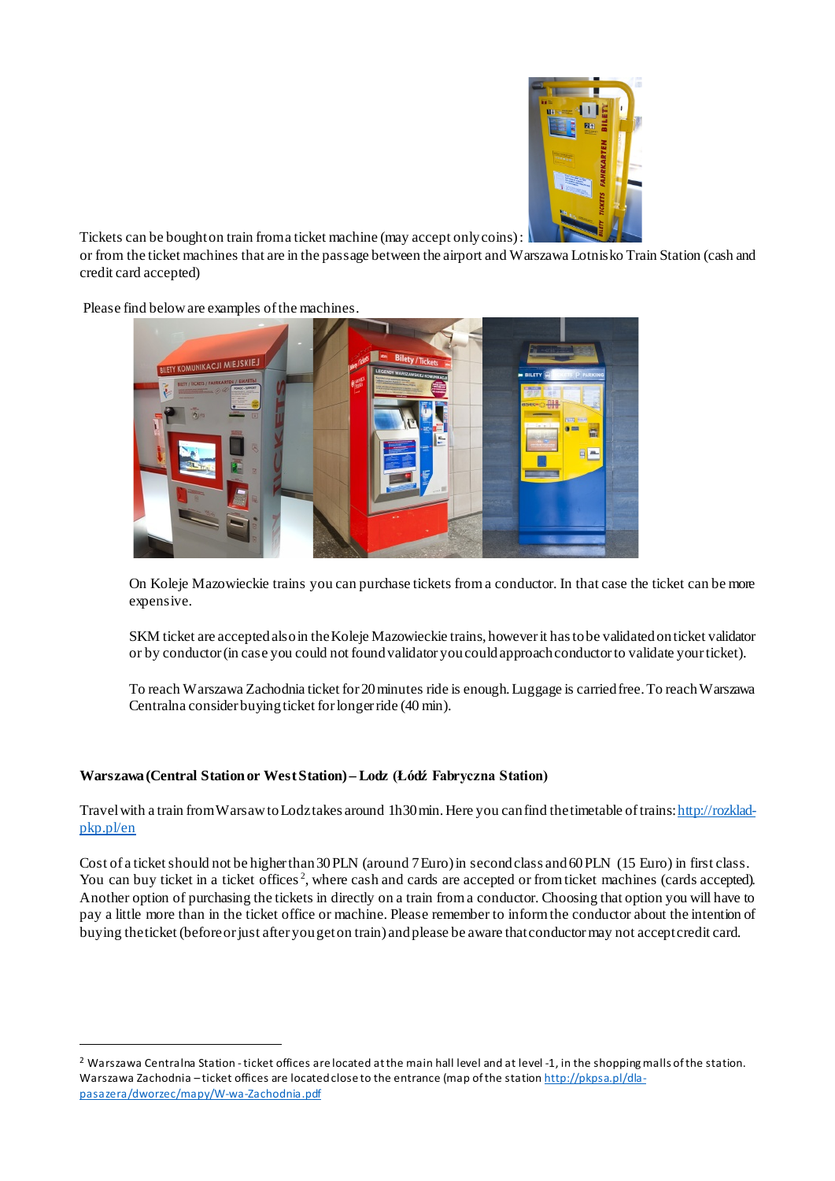Tickets can be bought on train from a ticket machine (may accept only coins):
or from the ticket machines that are in the passage between the airport and Warszawa Lotnisko Train Station (cash and credit card accepted)

Please find below are examples of the machines.

On Koleje Mazowieckie trains you can purchase tickets from a conductor. In that case the ticket can be more expensive.

SKM ticket are accepted also in the Koleje Mazowieckie trains, however it has to be validated on ticket validator or by conductor (in case you could not found validator you could approach conductor to validate your ticket).

To reach Warszawa Zachodnia ticket for 20 minutes ride is enough. Luggage is carried free. To reach Warszawa Centralna consider buying ticket for longer ride (40 min).

**Warszawa (Central Station or West Station) – Lodz (Łódź Fabryczna Station)**

Travel with a train from Warsaw to Lodz takes around 1h30 min. Here you can find the timetable of trains: [http://rozklad-pkp.pl/en](http://rozklad-pkp.pl/en)

Cost of a ticket should not be higher than 30 PLN (around 7 Euro) in second class and 60 PLN (15 Euro) in first class. You can buy ticket in a ticket offices[2], where cash and cards are accepted or from ticket machines (cards accepted). Another option of purchasing the tickets in directly on a train from a conductor. Choosing that option you will have to pay a little more than in the ticket office or machine. Please remember to inform the conductor about the intention of buying the ticket (before or just after you get on train) and please be aware that conductor may not accept credit card.

---

[2] Warszawa Centralna Station - ticket offices are located at the main hall level and at level -1, in the shopping malls of the station. Warszawa Zachodnia – ticket offices are located close to the entrance (map of the station [http://pkpsa.pl/dla-pasazera/dworzec/mapy/W-wa-Zachodnia.pdf](http://pkpsa.pl/dla-pasazera/dworzec/mapy/W-wa-Zachodnia.pdf)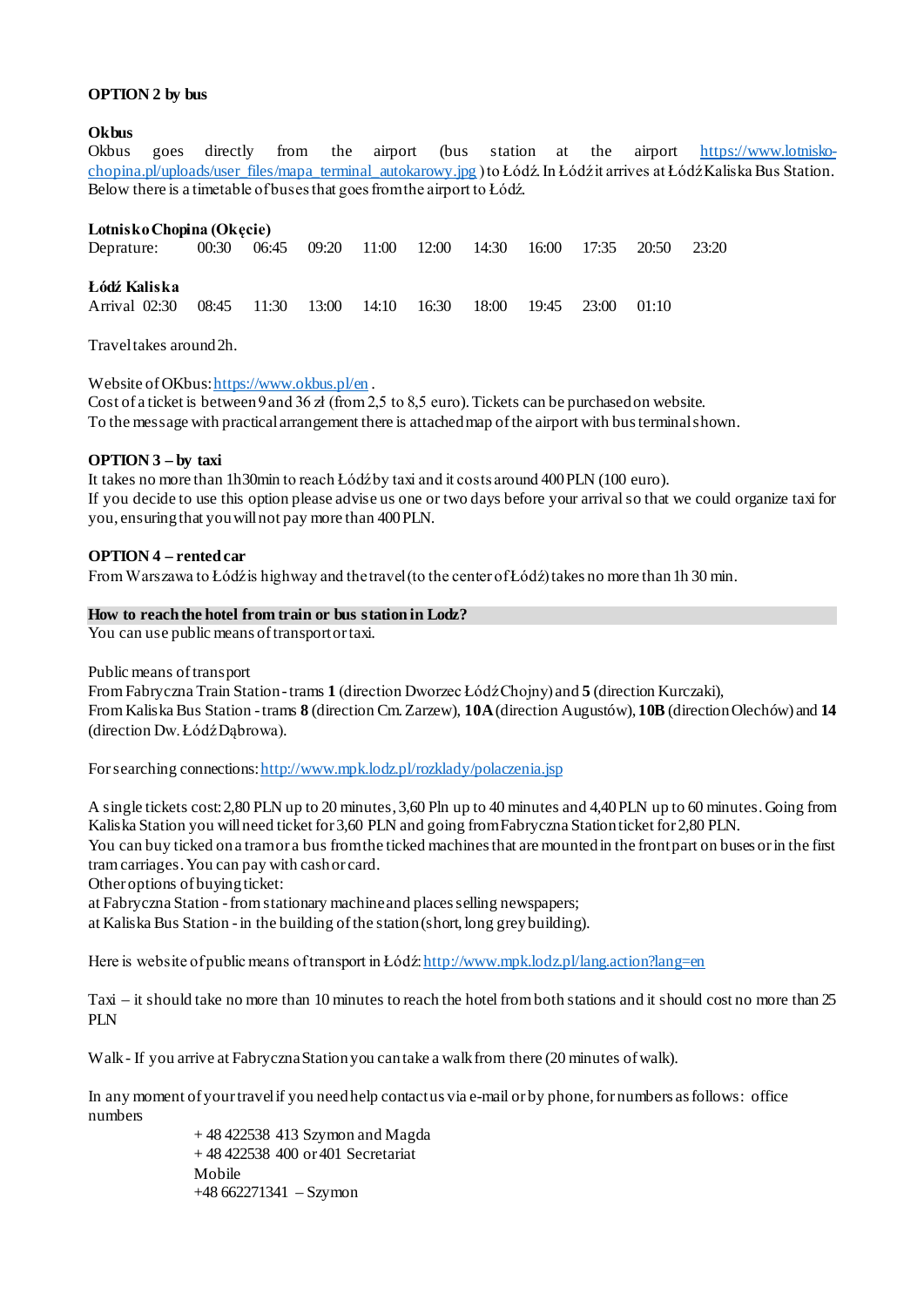**OPTION 2 by bus**

**Okbus**

Okbus goes directly from the airport (bus station at the airport https://www.lotnisko-chopina.pl/uploads/user_files/mapa_terminal_autokarowy.jpg ) to Łódź. In Łódź it arrives at Łódź Kaliska Bus Station. Below there is a timetable of buses that goes from the airport to Łódź.

| | | | | | | | | | | |
|---|---|---|---|---|---|---|---|---|---|---|
| **Lotnisko Chopina (Okęcie)** | | | | | | | | | | |
| Deprature: | 00:30 | 06:45 | 09:20 | 11:00 | 12:00 | 14:30 | 16:00 | 17:35 | 20:50 | 23:20 |
| **Łódź Kaliska** | | | | | | | | | | |
| Arrival | 02:30 | 08:45 | 11:30 | 13:00 | 14:10 | 16:30 | 18:00 | 19:45 | 23:00 | 01:10 |

Travel takes around 2h.

Website of OKbus: https://www.okbus.pl/en .
Cost of a ticket is between 9 and 36 zł (from 2,5 to 8,5 euro). Tickets can be purchased on website.
To the message with practical arrangement there is attached map of the airport with bus terminal shown.

**OPTION 3 – by taxi**

It takes no more than 1h30min to reach Łódź by taxi and it costs around 400 PLN (100 euro).
If you decide to use this option please advise us one or two days before your arrival so that we could organize taxi for you, ensuring that you will not pay more than 400 PLN.

**OPTION 4 – rented car**

From Warszawa to Łódź is highway and the travel (to the center of Łódź) takes no more than 1h 30 min.

**How to reach the hotel from train or bus station in Lodz?**

You can use public means of transport or taxi.

Public means of transport
From Fabryczna Train Station - trams **1** (direction Dworzec Łódź Chojny) and **5** (direction Kurczaki),
From Kaliska Bus Station - trams **8** (direction Cm. Zarzew), **10A** (direction Augustów), **10B** (direction Olechów) and **14** (direction Dw. Łódź Dąbrowa).

For searching connections: http://www.mpk.lodz.pl/rozklady/polaczenia.jsp

A single tickets cost: 2,80 PLN up to 20 minutes, 3,60 Pln up to 40 minutes and 4,40 PLN up to 60 minutes. Going from Kaliska Station you will need ticket for 3,60 PLN and going from Fabryczna Station ticket for 2,80 PLN.
You can buy ticked on a tram or a bus from the ticked machines that are mounted in the front part on buses or in the first tram carriages. You can pay with cash or card.
Other options of buying ticket:
at Fabryczna Station - from stationary machine and places selling newspapers;
at Kaliska Bus Station - in the building of the station (short, long grey building).

Here is website of public means of transport in Łódź: http://www.mpk.lodz.pl/lang.action?lang=en

Taxi – it should take no more than 10 minutes to reach the hotel from both stations and it should cost no more than 25 PLN

Walk - If you arrive at Fabryczna Station you can take a walk from there (20 minutes of walk).

In any moment of your travel if you need help contact us via e-mail or by phone, for numbers as follows: office numbers

+ 48 422538 413 Szymon and Magda
+ 48 422538 400 or 401 Secretariat
Mobile
+48 662271341 – Szymon